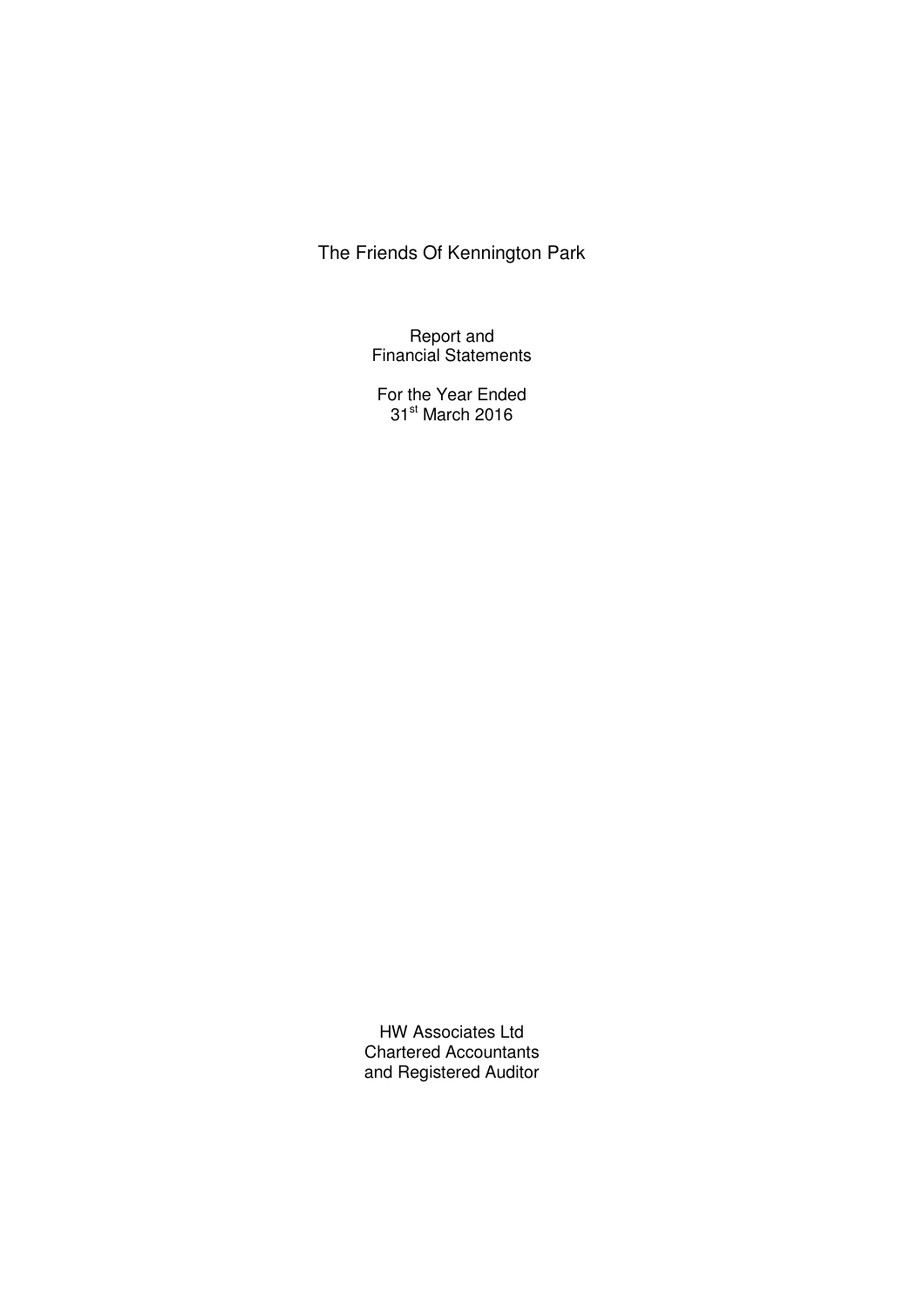# The Friends Of Kennington Park

Report and
Financial Statements

For the Year Ended
31st March 2016

HW Associates Ltd
Chartered Accountants
and Registered Auditor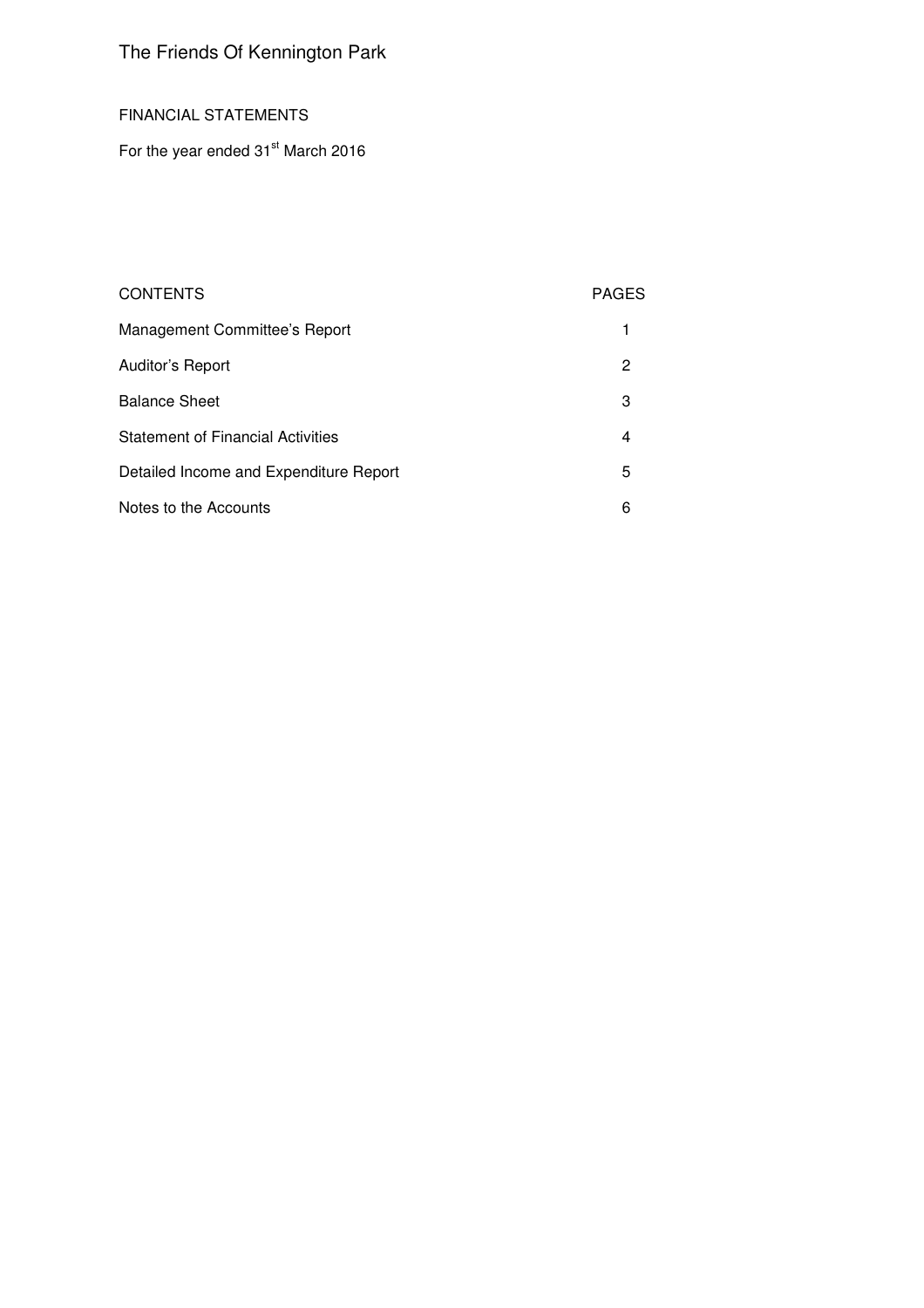# The Friends Of Kennington Park

FINANCIAL STATEMENTS

For the year ended 31st March 2016

| CONTENTS | PAGES |
|---|---|
| Management Committee's Report | 1 |
| Auditor's Report | 2 |
| Balance Sheet | 3 |
| Statement of Financial Activities | 4 |
| Detailed Income and Expenditure Report | 5 |
| Notes to the Accounts | 6 |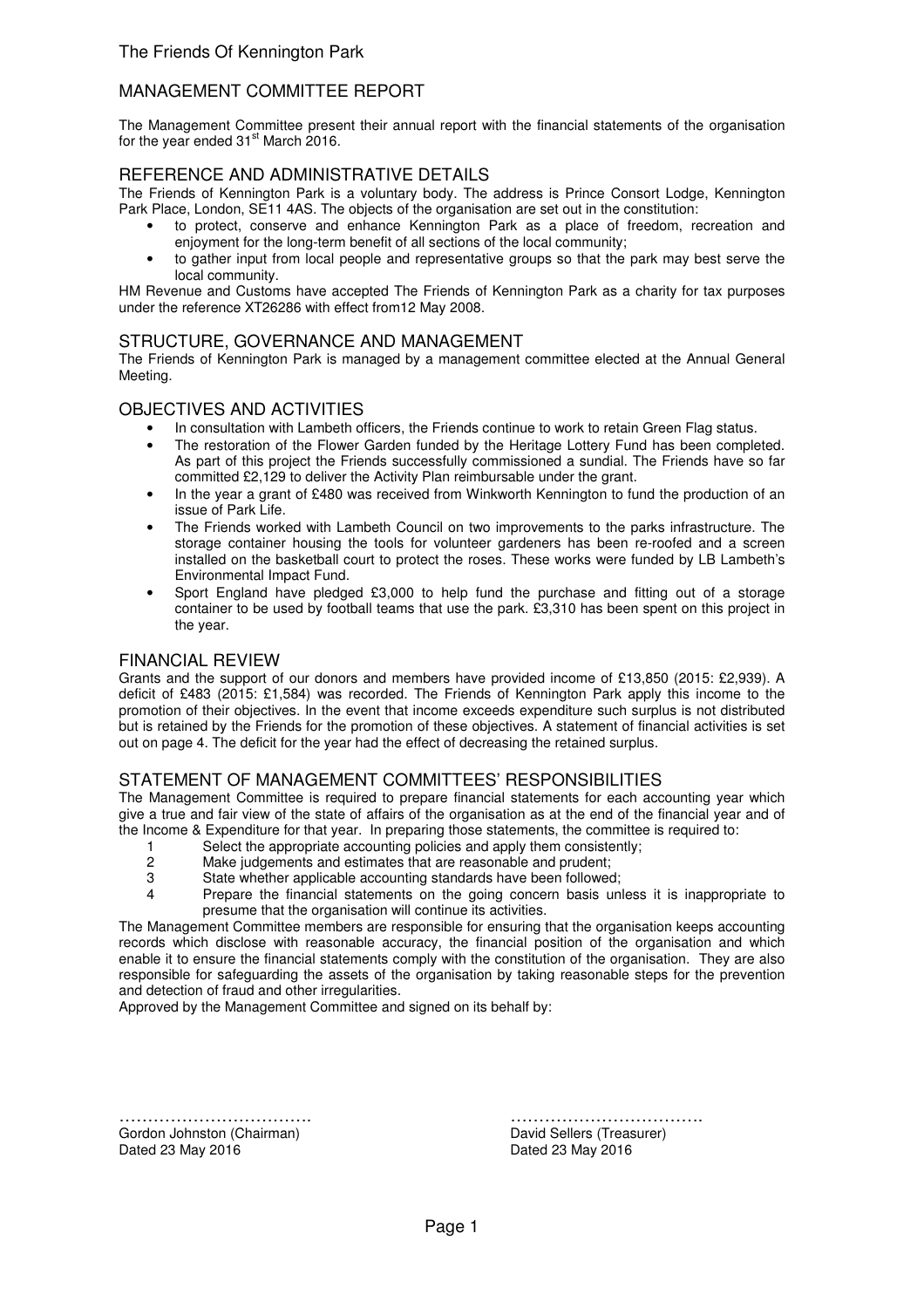The Friends Of Kennington Park

# MANAGEMENT COMMITTEE REPORT

The Management Committee present their annual report with the financial statements of the organisation for the year ended 31st March 2016.

## REFERENCE AND ADMINISTRATIVE DETAILS

The Friends of Kennington Park is a voluntary body. The address is Prince Consort Lodge, Kennington Park Place, London, SE11 4AS. The objects of the organisation are set out in the constitution:

- to protect, conserve and enhance Kennington Park as a place of freedom, recreation and enjoyment for the long-term benefit of all sections of the local community;
- to gather input from local people and representative groups so that the park may best serve the local community.

HM Revenue and Customs have accepted The Friends of Kennington Park as a charity for tax purposes under the reference XT26286 with effect from12 May 2008.

## STRUCTURE, GOVERNANCE AND MANAGEMENT

The Friends of Kennington Park is managed by a management committee elected at the Annual General Meeting.

## OBJECTIVES AND ACTIVITIES

- In consultation with Lambeth officers, the Friends continue to work to retain Green Flag status.
- The restoration of the Flower Garden funded by the Heritage Lottery Fund has been completed. As part of this project the Friends successfully commissioned a sundial. The Friends have so far committed £2,129 to deliver the Activity Plan reimbursable under the grant.
- In the year a grant of £480 was received from Winkworth Kennington to fund the production of an issue of Park Life.
- The Friends worked with Lambeth Council on two improvements to the parks infrastructure. The storage container housing the tools for volunteer gardeners has been re-roofed and a screen installed on the basketball court to protect the roses. These works were funded by LB Lambeth's Environmental Impact Fund.
- Sport England have pledged £3,000 to help fund the purchase and fitting out of a storage container to be used by football teams that use the park. £3,310 has been spent on this project in the year.

## FINANCIAL REVIEW

Grants and the support of our donors and members have provided income of £13,850 (2015: £2,939). A deficit of £483 (2015: £1,584) was recorded. The Friends of Kennington Park apply this income to the promotion of their objectives. In the event that income exceeds expenditure such surplus is not distributed but is retained by the Friends for the promotion of these objectives. A statement of financial activities is set out on page 4. The deficit for the year had the effect of decreasing the retained surplus.

## STATEMENT OF MANAGEMENT COMMITTEES' RESPONSIBILITIES

The Management Committee is required to prepare financial statements for each accounting year which give a true and fair view of the state of affairs of the organisation as at the end of the financial year and of the Income & Expenditure for that year. In preparing those statements, the committee is required to:

1. Select the appropriate accounting policies and apply them consistently;
2. Make judgements and estimates that are reasonable and prudent;
3. State whether applicable accounting standards have been followed;
4. Prepare the financial statements on the going concern basis unless it is inappropriate to presume that the organisation will continue its activities.

The Management Committee members are responsible for ensuring that the organisation keeps accounting records which disclose with reasonable accuracy, the financial position of the organisation and which enable it to ensure the financial statements comply with the constitution of the organisation. They are also responsible for safeguarding the assets of the organisation by taking reasonable steps for the prevention and detection of fraud and other irregularities.

Approved by the Management Committee and signed on its behalf by:

…………………………….
Gordon Johnston (Chairman)
Dated 23 May 2016

…………………………….
David Sellers (Treasurer)
Dated 23 May 2016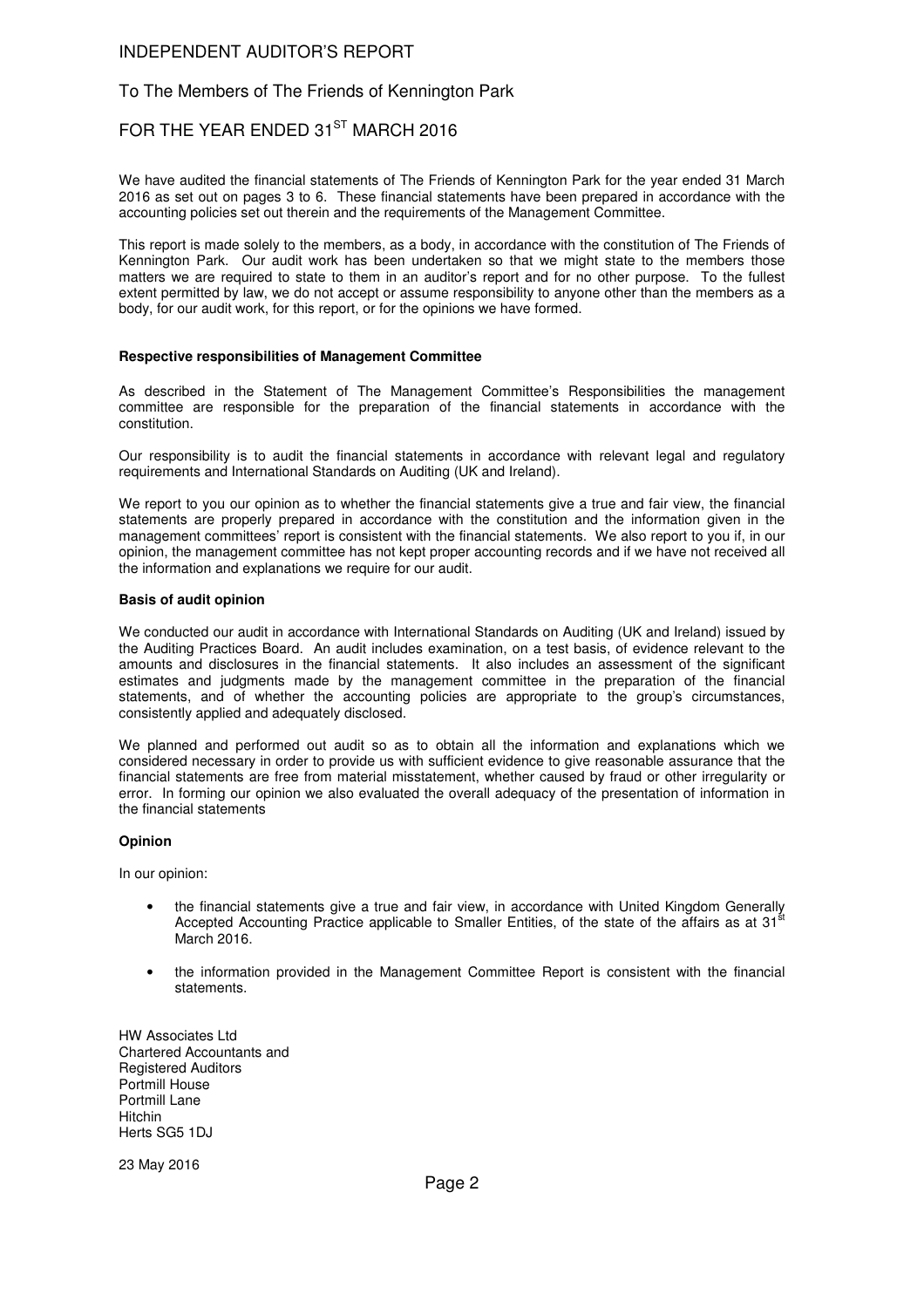# INDEPENDENT AUDITOR'S REPORT

## To The Members of The Friends of Kennington Park

## FOR THE YEAR ENDED 31ST MARCH 2016

We have audited the financial statements of The Friends of Kennington Park for the year ended 31 March 2016 as set out on pages 3 to 6. These financial statements have been prepared in accordance with the accounting policies set out therein and the requirements of the Management Committee.

This report is made solely to the members, as a body, in accordance with the constitution of The Friends of Kennington Park. Our audit work has been undertaken so that we might state to the members those matters we are required to state to them in an auditor's report and for no other purpose. To the fullest extent permitted by law, we do not accept or assume responsibility to anyone other than the members as a body, for our audit work, for this report, or for the opinions we have formed.

**Respective responsibilities of Management Committee**

As described in the Statement of The Management Committee's Responsibilities the management committee are responsible for the preparation of the financial statements in accordance with the constitution.

Our responsibility is to audit the financial statements in accordance with relevant legal and regulatory requirements and International Standards on Auditing (UK and Ireland).

We report to you our opinion as to whether the financial statements give a true and fair view, the financial statements are properly prepared in accordance with the constitution and the information given in the management committees' report is consistent with the financial statements. We also report to you if, in our opinion, the management committee has not kept proper accounting records and if we have not received all the information and explanations we require for our audit.

**Basis of audit opinion**

We conducted our audit in accordance with International Standards on Auditing (UK and Ireland) issued by the Auditing Practices Board. An audit includes examination, on a test basis, of evidence relevant to the amounts and disclosures in the financial statements. It also includes an assessment of the significant estimates and judgments made by the management committee in the preparation of the financial statements, and of whether the accounting policies are appropriate to the group's circumstances, consistently applied and adequately disclosed.

We planned and performed out audit so as to obtain all the information and explanations which we considered necessary in order to provide us with sufficient evidence to give reasonable assurance that the financial statements are free from material misstatement, whether caused by fraud or other irregularity or error. In forming our opinion we also evaluated the overall adequacy of the presentation of information in the financial statements

**Opinion**

In our opinion:

- the financial statements give a true and fair view, in accordance with United Kingdom Generally Accepted Accounting Practice applicable to Smaller Entities, of the state of the affairs as at 31st March 2016.
- the information provided in the Management Committee Report is consistent with the financial statements.

HW Associates Ltd
Chartered Accountants and
Registered Auditors
Portmill House
Portmill Lane
Hitchin
Herts SG5 1DJ

23 May 2016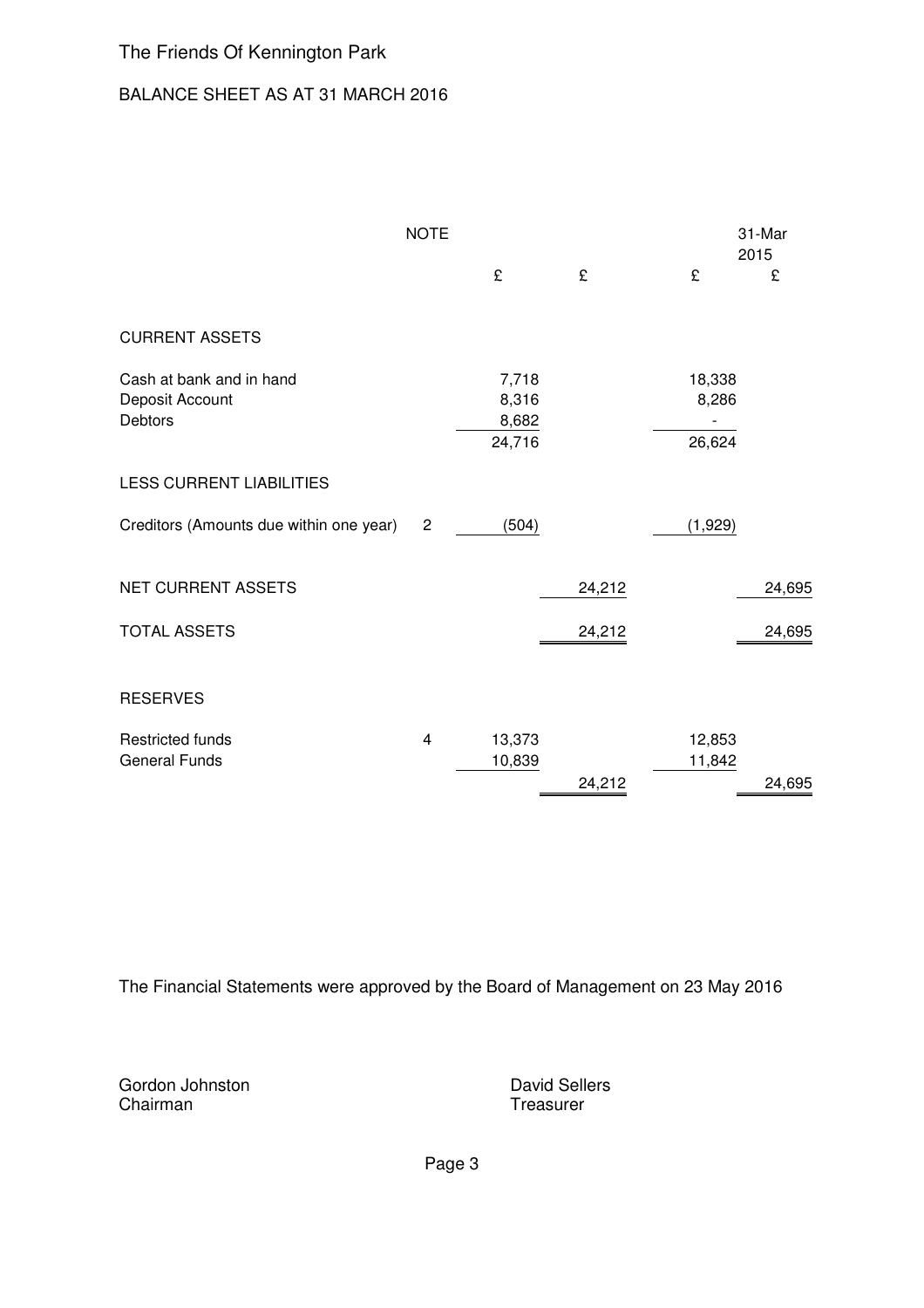# The Friends Of Kennington Park

## BALANCE SHEET AS AT 31 MARCH 2016

| | NOTE | £ | £ | £ | 31-Mar 2015 £ |
|---|---|---|---|---|---|
| **CURRENT ASSETS** | | | | | |
| Cash at bank and in hand | | 7,718 | | 18,338 | |
| Deposit Account | | 8,316 | | 8,286 | |
| Debtors | | 8,682 | | - | |
| | | 24,716 | | 26,624 | |
| **LESS CURRENT LIABILITIES** | | | | | |
| Creditors (Amounts due within one year) | 2 | (504) | | (1,929) | |
| NET CURRENT ASSETS | | | 24,212 | | 24,695 |
| TOTAL ASSETS | | | 24,212 | | 24,695 |
| **RESERVES** | | | | | |
| Restricted funds | 4 | 13,373 | | 12,853 | |
| General Funds | | 10,839 | | 11,842 | |
| | | | 24,212 | | 24,695 |

The Financial Statements were approved by the Board of Management on 23 May 2016

Gordon Johnston
Chairman

David Sellers
Treasurer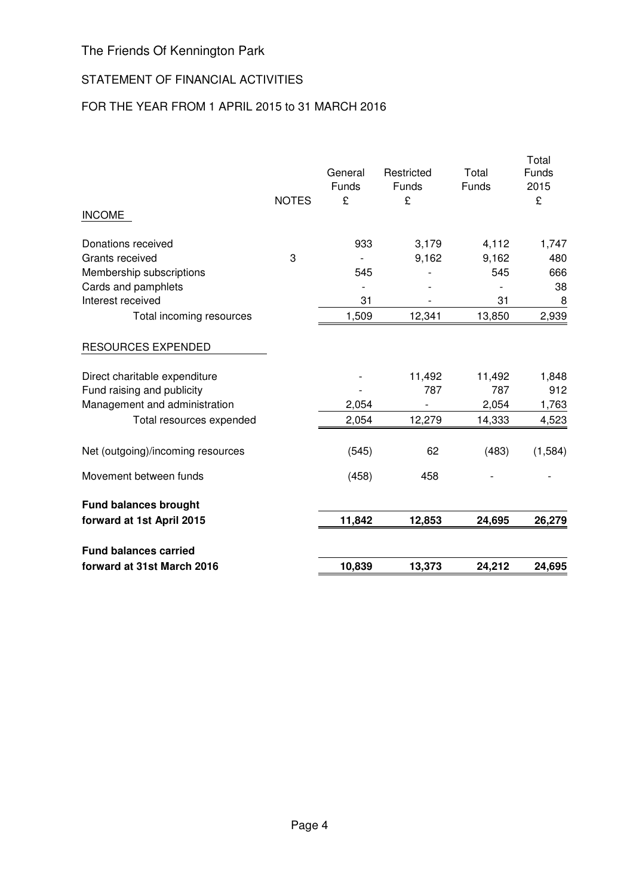The Friends Of Kennington Park

STATEMENT OF FINANCIAL ACTIVITIES

FOR THE YEAR FROM 1 APRIL 2015 to 31 MARCH 2016

| | NOTES | General Funds £ | Restricted Funds £ | Total Funds | Total Funds 2015 £ |
|---|---|---|---|---|---|
| INCOME | | | | | |
| Donations received | | 933 | 3,179 | 4,112 | 1,747 |
| Grants received | 3 | - | 9,162 | 9,162 | 480 |
| Membership subscriptions | | 545 | - | 545 | 666 |
| Cards and pamphlets | | - | - | - | 38 |
| Interest received | | 31 | - | 31 | 8 |
| Total incoming resources | | 1,509 | 12,341 | 13,850 | 2,939 |
| RESOURCES EXPENDED | | | | | |
| Direct charitable expenditure | | - | 11,492 | 11,492 | 1,848 |
| Fund raising and publicity | | - | 787 | 787 | 912 |
| Management and administration | | 2,054 | - | 2,054 | 1,763 |
| Total resources expended | | 2,054 | 12,279 | 14,333 | 4,523 |
| Net (outgoing)/incoming resources | | (545) | 62 | (483) | (1,584) |
| Movement between funds | | (458) | 458 | - | - |
| **Fund balances brought forward at 1st April 2015** | | **11,842** | **12,853** | **24,695** | **26,279** |
| **Fund balances carried forward at 31st March 2016** | | **10,839** | **13,373** | **24,212** | **24,695** |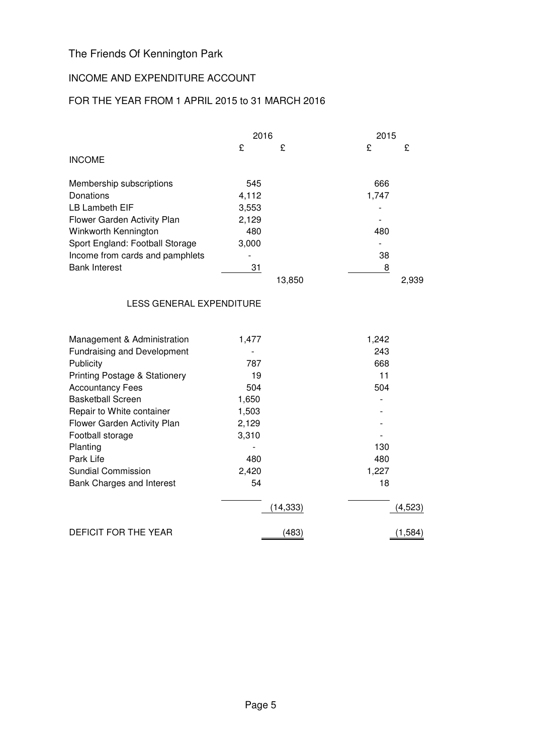The Friends Of Kennington Park

INCOME AND EXPENDITURE ACCOUNT

FOR THE YEAR FROM 1 APRIL 2015 to 31 MARCH 2016

| | 2016 | | 2015 | |
|---|---|---|---|---|
| | £ | £ | £ | £ |
| **INCOME** | | | | |
| Membership subscriptions | 545 | | 666 | |
| Donations | 4,112 | | 1,747 | |
| LB Lambeth EIF | 3,553 | | - | |
| Flower Garden Activity Plan | 2,129 | | - | |
| Winkworth Kennington | 480 | | 480 | |
| Sport England: Football Storage | 3,000 | | - | |
| Income from cards and pamphlets | - | | 38 | |
| Bank Interest | 31 | | 8 | |
| | | 13,850 | | 2,939 |
| **LESS GENERAL EXPENDITURE** | | | | |
| Management & Administration | 1,477 | | 1,242 | |
| Fundraising and Development | - | | 243 | |
| Publicity | 787 | | 668 | |
| Printing Postage & Stationery | 19 | | 11 | |
| Accountancy Fees | 504 | | 504 | |
| Basketball Screen | 1,650 | | - | |
| Repair to White container | 1,503 | | - | |
| Flower Garden Activity Plan | 2,129 | | - | |
| Football storage | 3,310 | | - | |
| Planting | - | | 130 | |
| Park Life | 480 | | 480 | |
| Sundial Commission | 2,420 | | 1,227 | |
| Bank Charges and Interest | 54 | | 18 | |
| | | (14,333) | | (4,523) |
| **DEFICIT FOR THE YEAR** | | (483) | | (1,584) |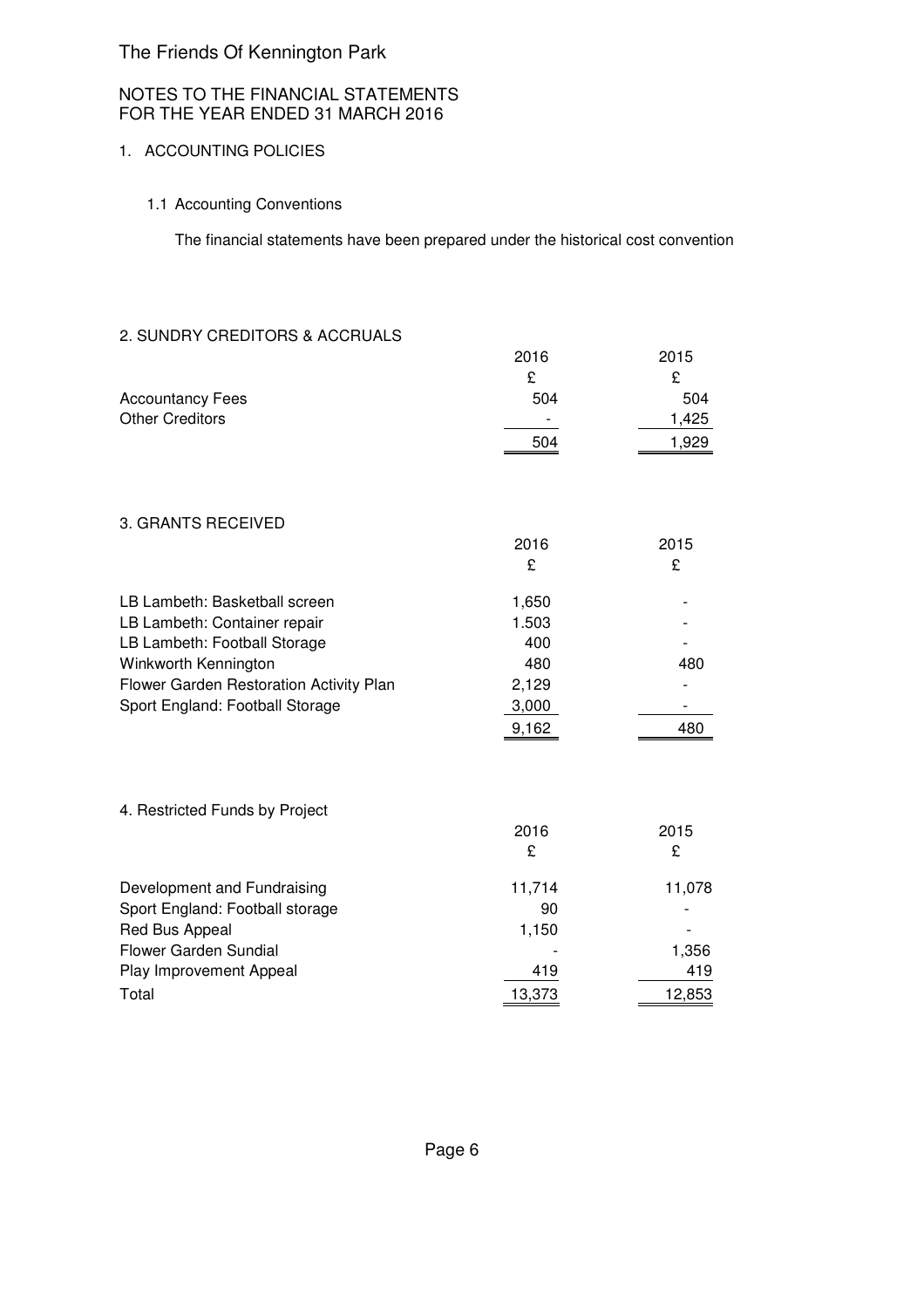# The Friends Of Kennington Park

## NOTES TO THE FINANCIAL STATEMENTS FOR THE YEAR ENDED 31 MARCH 2016

### 1. ACCOUNTING POLICIES

#### 1.1 Accounting Conventions

The financial statements have been prepared under the historical cost convention

### 2. SUNDRY CREDITORS & ACCRUALS

| | 2016 | 2015 |
|---|---|---|
| | £ | £ |
| Accountancy Fees | 504 | 504 |
| Other Creditors | - | 1,425 |
| | 504 | 1,929 |

### 3. GRANTS RECEIVED

| | 2016 | 2015 |
|---|---|---|
| | £ | £ |
| LB Lambeth: Basketball screen | 1,650 | - |
| LB Lambeth: Container repair | 1.503 | - |
| LB Lambeth: Football Storage | 400 | - |
| Winkworth Kennington | 480 | 480 |
| Flower Garden Restoration Activity Plan | 2,129 | - |
| Sport England: Football Storage | 3,000 | - |
| | 9,162 | 480 |

### 4. Restricted Funds by Project

| | 2016 | 2015 |
|---|---|---|
| | £ | £ |
| Development and Fundraising | 11,714 | 11,078 |
| Sport England: Football storage | 90 | - |
| Red Bus Appeal | 1,150 | - |
| Flower Garden Sundial | - | 1,356 |
| Play Improvement Appeal | 419 | 419 |
| Total | 13,373 | 12,853 |